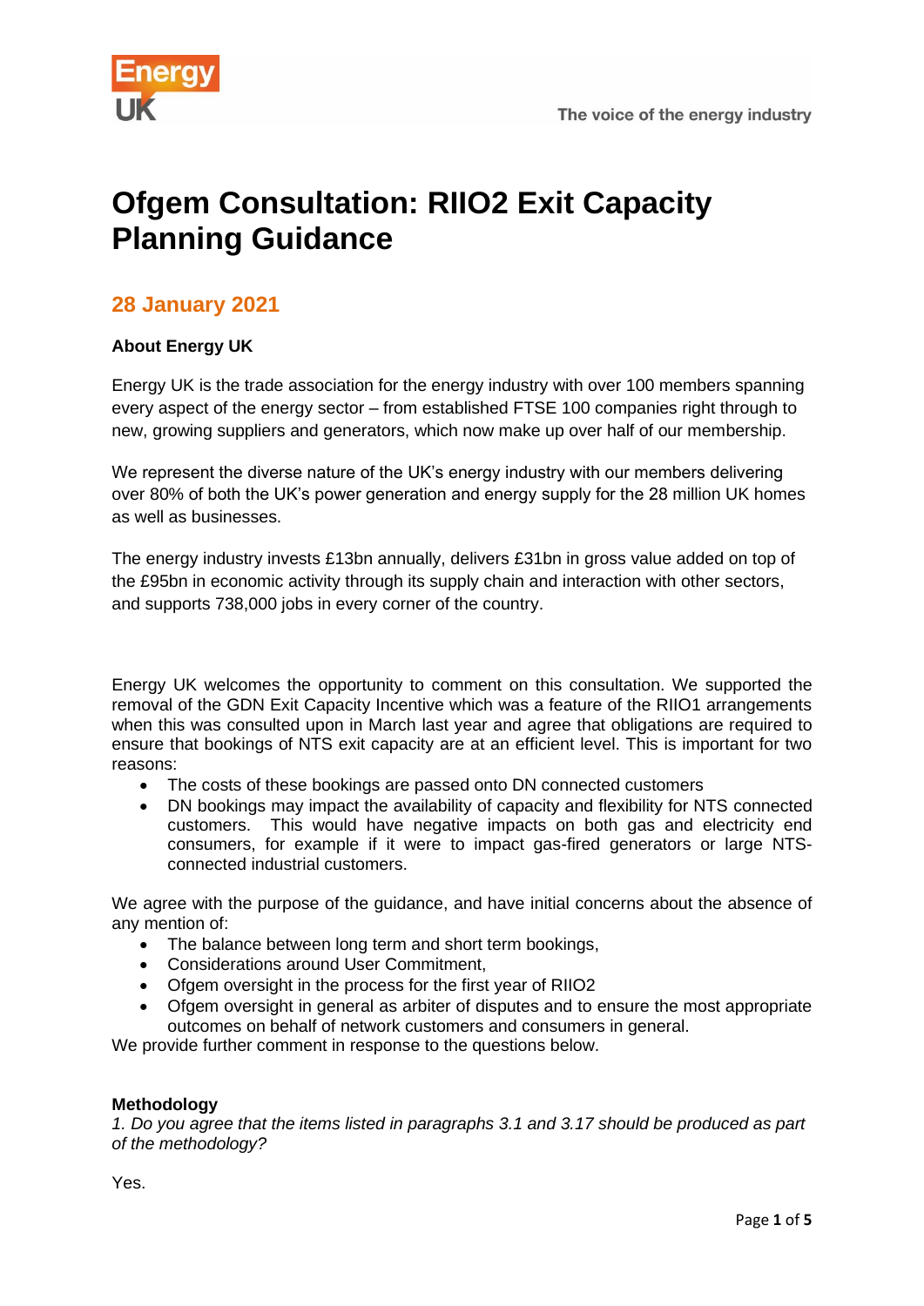# Ofgem Consultation: RIIO2 Exit Capacity Planning Guidance

## 28 January 2021

**About Energy UK**

Energy UK is the trade association for the energy industry with over 100 members spanning every aspect of the energy sector – from established FTSE 100 companies right through to new, growing suppliers and generators, which now make up over half of our membership.

We represent the diverse nature of the UK's energy industry with our members delivering over 80% of both the UK's power generation and energy supply for the 28 million UK homes as well as businesses.

The energy industry invests £13bn annually, delivers £31bn in gross value added on top of the £95bn in economic activity through its supply chain and interaction with other sectors, and supports 738,000 jobs in every corner of the country.

Energy UK welcomes the opportunity to comment on this consultation. We supported the removal of the GDN Exit Capacity Incentive which was a feature of the RIIO1 arrangements when this was consulted upon in March last year and agree that obligations are required to ensure that bookings of NTS exit capacity are at an efficient level. This is important for two reasons:

- The costs of these bookings are passed onto DN connected customers
- DN bookings may impact the availability of capacity and flexibility for NTS connected customers. This would have negative impacts on both gas and electricity end consumers, for example if it were to impact gas-fired generators or large NTS-connected industrial customers.

We agree with the purpose of the guidance, and have initial concerns about the absence of any mention of:

- The balance between long term and short term bookings,
- Considerations around User Commitment,
- Ofgem oversight in the process for the first year of RIIO2
- Ofgem oversight in general as arbiter of disputes and to ensure the most appropriate outcomes on behalf of network customers and consumers in general.

We provide further comment in response to the questions below.

**Methodology**

*1. Do you agree that the items listed in paragraphs 3.1 and 3.17 should be produced as part of the methodology?*

Yes.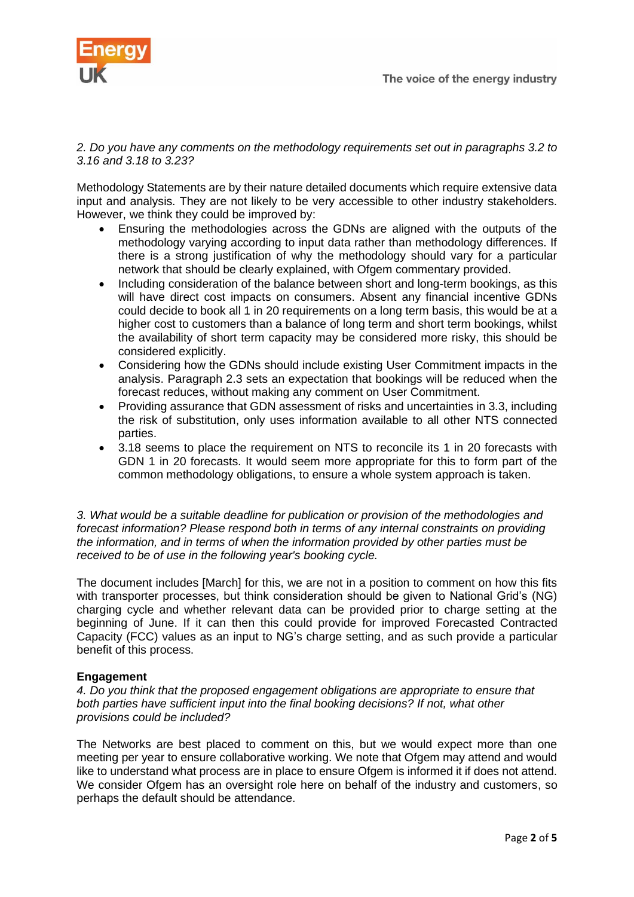*2. Do you have any comments on the methodology requirements set out in paragraphs 3.2 to 3.16 and 3.18 to 3.23?*

Methodology Statements are by their nature detailed documents which require extensive data input and analysis. They are not likely to be very accessible to other industry stakeholders. However, we think they could be improved by:

- Ensuring the methodologies across the GDNs are aligned with the outputs of the methodology varying according to input data rather than methodology differences. If there is a strong justification of why the methodology should vary for a particular network that should be clearly explained, with Ofgem commentary provided.
- Including consideration of the balance between short and long-term bookings, as this will have direct cost impacts on consumers. Absent any financial incentive GDNs could decide to book all 1 in 20 requirements on a long term basis, this would be at a higher cost to customers than a balance of long term and short term bookings, whilst the availability of short term capacity may be considered more risky, this should be considered explicitly.
- Considering how the GDNs should include existing User Commitment impacts in the analysis. Paragraph 2.3 sets an expectation that bookings will be reduced when the forecast reduces, without making any comment on User Commitment.
- Providing assurance that GDN assessment of risks and uncertainties in 3.3, including the risk of substitution, only uses information available to all other NTS connected parties.
- 3.18 seems to place the requirement on NTS to reconcile its 1 in 20 forecasts with GDN 1 in 20 forecasts. It would seem more appropriate for this to form part of the common methodology obligations, to ensure a whole system approach is taken.

*3. What would be a suitable deadline for publication or provision of the methodologies and forecast information? Please respond both in terms of any internal constraints on providing the information, and in terms of when the information provided by other parties must be received to be of use in the following year's booking cycle.*

The document includes [March] for this, we are not in a position to comment on how this fits with transporter processes, but think consideration should be given to National Grid's (NG) charging cycle and whether relevant data can be provided prior to charge setting at the beginning of June. If it can then this could provide for improved Forecasted Contracted Capacity (FCC) values as an input to NG's charge setting, and as such provide a particular benefit of this process.

**Engagement**

*4. Do you think that the proposed engagement obligations are appropriate to ensure that both parties have sufficient input into the final booking decisions? If not, what other provisions could be included?*

The Networks are best placed to comment on this, but we would expect more than one meeting per year to ensure collaborative working. We note that Ofgem may attend and would like to understand what process are in place to ensure Ofgem is informed it if does not attend. We consider Ofgem has an oversight role here on behalf of the industry and customers, so perhaps the default should be attendance.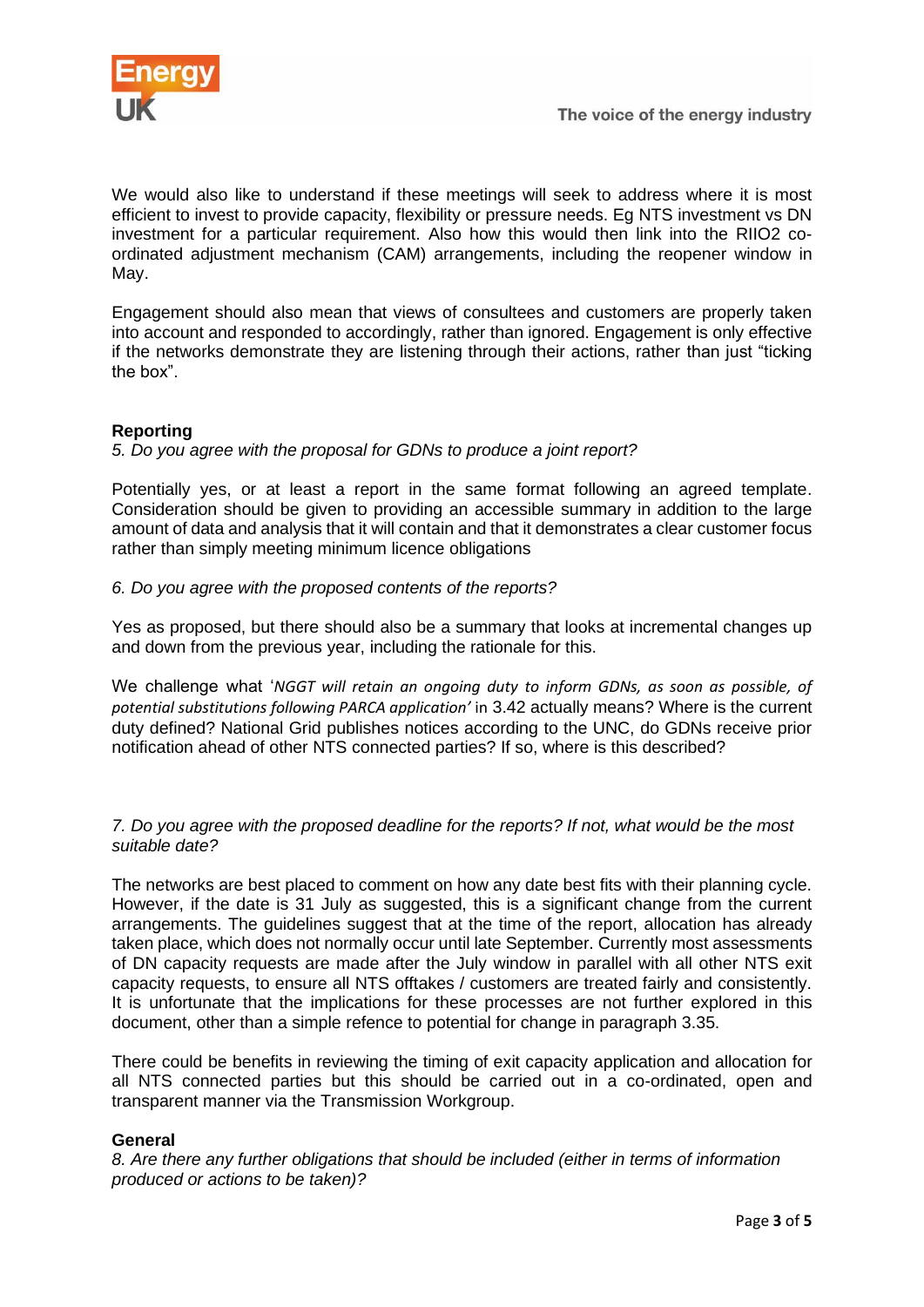We would also like to understand if these meetings will seek to address where it is most efficient to invest to provide capacity, flexibility or pressure needs. Eg NTS investment vs DN investment for a particular requirement. Also how this would then link into the RIIO2 co-ordinated adjustment mechanism (CAM) arrangements, including the reopener window in May.

Engagement should also mean that views of consultees and customers are properly taken into account and responded to accordingly, rather than ignored. Engagement is only effective if the networks demonstrate they are listening through their actions, rather than just "ticking the box".

**Reporting**

*5. Do you agree with the proposal for GDNs to produce a joint report?*

Potentially yes, or at least a report in the same format following an agreed template. Consideration should be given to providing an accessible summary in addition to the large amount of data and analysis that it will contain and that it demonstrates a clear customer focus rather than simply meeting minimum licence obligations

*6. Do you agree with the proposed contents of the reports?*

Yes as proposed, but there should also be a summary that looks at incremental changes up and down from the previous year, including the rationale for this.

We challenge what '*NGGT will retain an ongoing duty to inform GDNs, as soon as possible, of potential substitutions following PARCA application'* in 3.42 actually means? Where is the current duty defined? National Grid publishes notices according to the UNC, do GDNs receive prior notification ahead of other NTS connected parties? If so, where is this described?

*7. Do you agree with the proposed deadline for the reports? If not, what would be the most suitable date?*

The networks are best placed to comment on how any date best fits with their planning cycle. However, if the date is 31 July as suggested, this is a significant change from the current arrangements. The guidelines suggest that at the time of the report, allocation has already taken place, which does not normally occur until late September. Currently most assessments of DN capacity requests are made after the July window in parallel with all other NTS exit capacity requests, to ensure all NTS offtakes / customers are treated fairly and consistently. It is unfortunate that the implications for these processes are not further explored in this document, other than a simple refence to potential for change in paragraph 3.35.

There could be benefits in reviewing the timing of exit capacity application and allocation for all NTS connected parties but this should be carried out in a co-ordinated, open and transparent manner via the Transmission Workgroup.

**General**

*8. Are there any further obligations that should be included (either in terms of information produced or actions to be taken)?*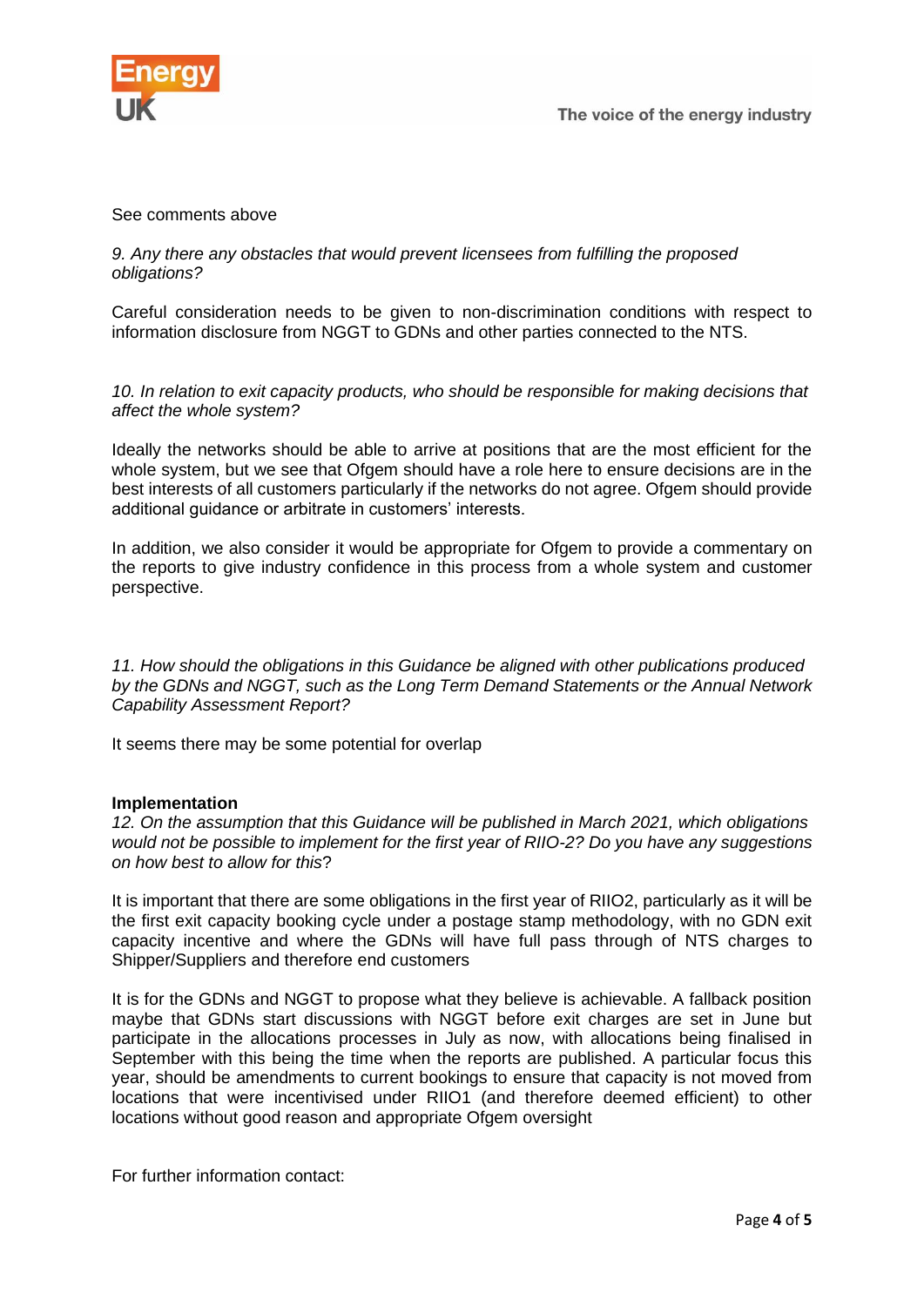See comments above

*9. Any there any obstacles that would prevent licensees from fulfilling the proposed obligations?*

Careful consideration needs to be given to non-discrimination conditions with respect to information disclosure from NGGT to GDNs and other parties connected to the NTS.

*10. In relation to exit capacity products, who should be responsible for making decisions that affect the whole system?*

Ideally the networks should be able to arrive at positions that are the most efficient for the whole system, but we see that Ofgem should have a role here to ensure decisions are in the best interests of all customers particularly if the networks do not agree. Ofgem should provide additional guidance or arbitrate in customers' interests.

In addition, we also consider it would be appropriate for Ofgem to provide a commentary on the reports to give industry confidence in this process from a whole system and customer perspective.

*11. How should the obligations in this Guidance be aligned with other publications produced by the GDNs and NGGT, such as the Long Term Demand Statements or the Annual Network Capability Assessment Report?*

It seems there may be some potential for overlap

**Implementation**

*12. On the assumption that this Guidance will be published in March 2021, which obligations would not be possible to implement for the first year of RIIO-2? Do you have any suggestions on how best to allow for this*?

It is important that there are some obligations in the first year of RIIO2, particularly as it will be the first exit capacity booking cycle under a postage stamp methodology, with no GDN exit capacity incentive and where the GDNs will have full pass through of NTS charges to Shipper/Suppliers and therefore end customers

It is for the GDNs and NGGT to propose what they believe is achievable. A fallback position maybe that GDNs start discussions with NGGT before exit charges are set in June but participate in the allocations processes in July as now, with allocations being finalised in September with this being the time when the reports are published. A particular focus this year, should be amendments to current bookings to ensure that capacity is not moved from locations that were incentivised under RIIO1 (and therefore deemed efficient) to other locations without good reason and appropriate Ofgem oversight

For further information contact: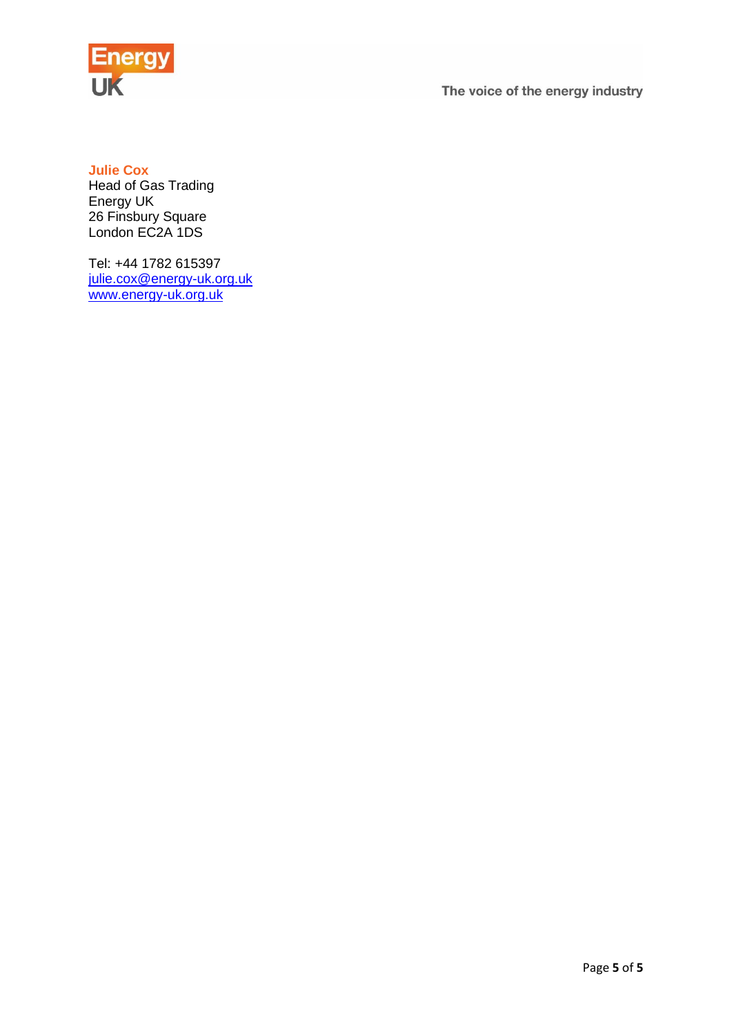**Julie Cox**
Head of Gas Trading
Energy UK
26 Finsbury Square
London EC2A 1DS

Tel: +44 1782 615397
julie.cox@energy-uk.org.uk
www.energy-uk.org.uk